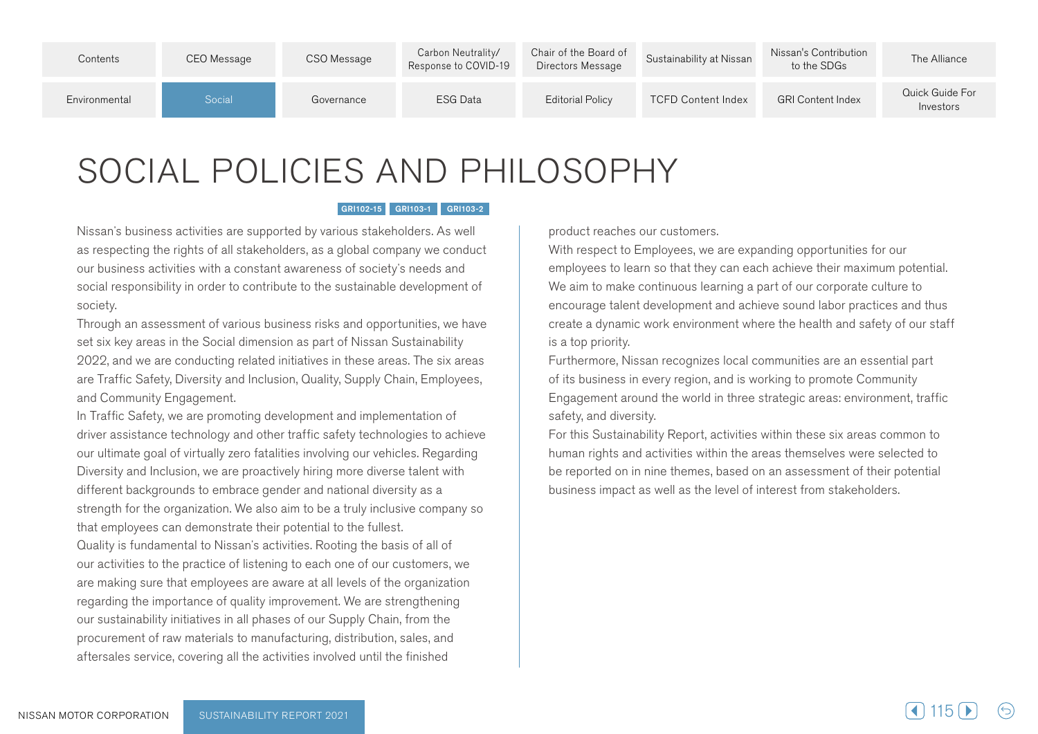# SOCIAL POLICIES AND PHILOSOPHY

GRI102-15 GRI103-1 GRI103-2

Nissan's business activities are supported by various stakeholders. As well as respecting the rights of all stakeholders, as a global company we conduct our business activities with a constant awareness of society's needs and social responsibility in order to contribute to the sustainable development of society.

Through an assessment of various business risks and opportunities, we have set six key areas in the Social dimension as part of Nissan Sustainability 2022, and we are conducting related initiatives in these areas. The six areas are Traffic Safety, Diversity and Inclusion, Quality, Supply Chain, Employees, and Community Engagement.

In Traffic Safety, we are promoting development and implementation of driver assistance technology and other traffic safety technologies to achieve our ultimate goal of virtually zero fatalities involving our vehicles. Regarding Diversity and Inclusion, we are proactively hiring more diverse talent with different backgrounds to embrace gender and national diversity as a strength for the organization. We also aim to be a truly inclusive company so that employees can demonstrate their potential to the fullest.

Quality is fundamental to Nissan's activities. Rooting the basis of all of our activities to the practice of listening to each one of our customers, we are making sure that employees are aware at all levels of the organization regarding the importance of quality improvement. We are strengthening our sustainability initiatives in all phases of our Supply Chain, from the procurement of raw materials to manufacturing, distribution, sales, and aftersales service, covering all the activities involved until the finished product reaches our customers.

With respect to Employees, we are expanding opportunities for our employees to learn so that they can each achieve their maximum potential. We aim to make continuous learning a part of our corporate culture to encourage talent development and achieve sound labor practices and thus create a dynamic work environment where the health and safety of our staff is a top priority.

Furthermore, Nissan recognizes local communities are an essential part of its business in every region, and is working to promote Community Engagement around the world in three strategic areas: environment, traffic safety, and diversity.

For this Sustainability Report, activities within these six areas common to human rights and activities within the areas themselves were selected to be reported on in nine themes, based on an assessment of their potential business impact as well as the level of interest from stakeholders.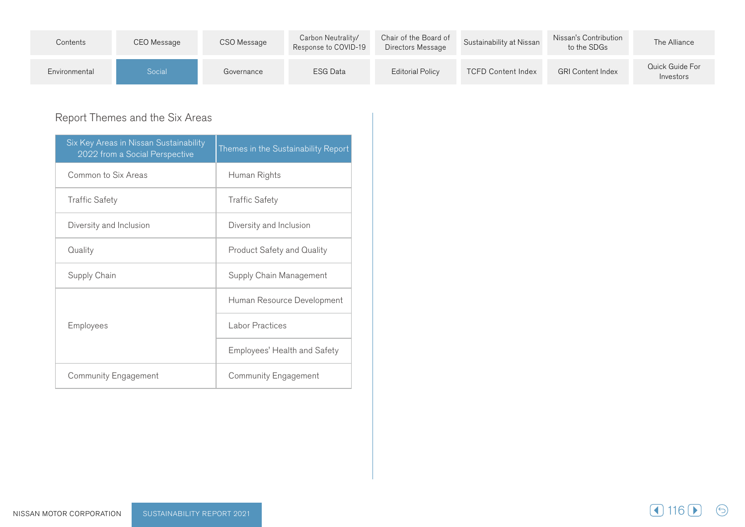## Report Themes and the Six Areas

| Six Key Areas in Nissan Sustainability 2022 from a Social Perspective | Themes in the Sustainability Report |
|---|---|
| Common to Six Areas | Human Rights |
| Traffic Safety | Traffic Safety |
| Diversity and Inclusion | Diversity and Inclusion |
| Quality | Product Safety and Quality |
| Supply Chain | Supply Chain Management |
| Employees | Human Resource Development |
| | Labor Practices |
| | Employees' Health and Safety |
| Community Engagement | Community Engagement |